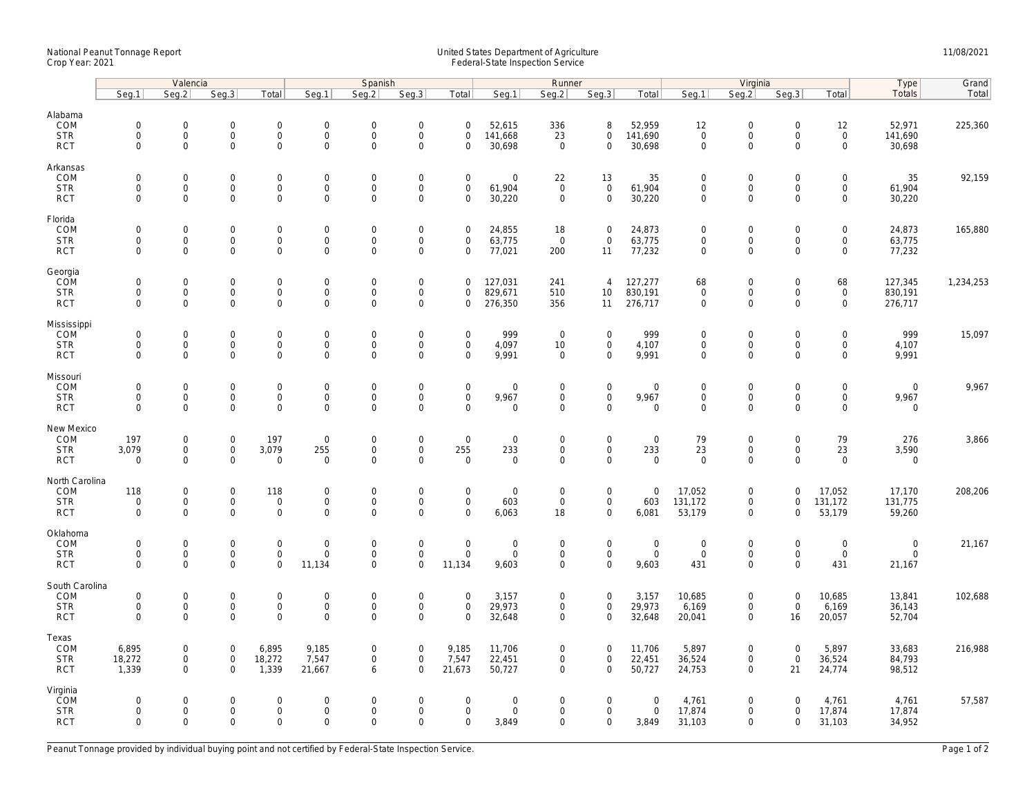National Peanut Tonnage Report
Crop Year: 2021

United States Department of Agriculture
Federal-State Inspection Service

11/08/2021

| | Valencia | | | | Spanish | | | | Runner | | | | Virginia | | | | Type | Grand |
|---|---|---|---|---|---|---|---|---|---|---|---|---|---|---|---|---|---|---|
| | Seg.1 | Seg.2 | Seg.3 | Total | Seg.1 | Seg.2 | Seg.3 | Total | Seg.1 | Seg.2 | Seg.3 | Total | Seg.1 | Seg.2 | Seg.3 | Total | Totals | Total |
| **Alabama** | | | | | | | | | | | | | | | | | | |
| COM | 0 | 0 | 0 | 0 | 0 | 0 | 0 | 0 | 52,615 | 336 | 8 | 52,959 | 12 | 0 | 0 | 12 | 52,971 | 225,360 |
| STR | 0 | 0 | 0 | 0 | 0 | 0 | 0 | 0 | 141,668 | 23 | 0 | 141,690 | 0 | 0 | 0 | 0 | 141,690 | |
| RCT | 0 | 0 | 0 | 0 | 0 | 0 | 0 | 0 | 30,698 | 0 | 0 | 30,698 | 0 | 0 | 0 | 0 | 30,698 | |
| **Arkansas** | | | | | | | | | | | | | | | | | | |
| COM | 0 | 0 | 0 | 0 | 0 | 0 | 0 | 0 | 0 | 22 | 13 | 35 | 0 | 0 | 0 | 0 | 35 | 92,159 |
| STR | 0 | 0 | 0 | 0 | 0 | 0 | 0 | 0 | 61,904 | 0 | 0 | 61,904 | 0 | 0 | 0 | 0 | 61,904 | |
| RCT | 0 | 0 | 0 | 0 | 0 | 0 | 0 | 0 | 30,220 | 0 | 0 | 30,220 | 0 | 0 | 0 | 0 | 30,220 | |
| **Florida** | | | | | | | | | | | | | | | | | | |
| COM | 0 | 0 | 0 | 0 | 0 | 0 | 0 | 0 | 24,855 | 18 | 0 | 24,873 | 0 | 0 | 0 | 0 | 24,873 | 165,880 |
| STR | 0 | 0 | 0 | 0 | 0 | 0 | 0 | 0 | 63,775 | 0 | 0 | 63,775 | 0 | 0 | 0 | 0 | 63,775 | |
| RCT | 0 | 0 | 0 | 0 | 0 | 0 | 0 | 0 | 77,021 | 200 | 11 | 77,232 | 0 | 0 | 0 | 0 | 77,232 | |
| **Georgia** | | | | | | | | | | | | | | | | | | |
| COM | 0 | 0 | 0 | 0 | 0 | 0 | 0 | 0 | 127,031 | 241 | 4 | 127,277 | 68 | 0 | 0 | 68 | 127,345 | 1,234,253 |
| STR | 0 | 0 | 0 | 0 | 0 | 0 | 0 | 0 | 829,671 | 510 | 10 | 830,191 | 0 | 0 | 0 | 0 | 830,191 | |
| RCT | 0 | 0 | 0 | 0 | 0 | 0 | 0 | 0 | 276,350 | 356 | 11 | 276,717 | 0 | 0 | 0 | 0 | 276,717 | |
| **Mississippi** | | | | | | | | | | | | | | | | | | |
| COM | 0 | 0 | 0 | 0 | 0 | 0 | 0 | 0 | 999 | 0 | 0 | 999 | 0 | 0 | 0 | 0 | 999 | 15,097 |
| STR | 0 | 0 | 0 | 0 | 0 | 0 | 0 | 0 | 4,097 | 10 | 0 | 4,107 | 0 | 0 | 0 | 0 | 4,107 | |
| RCT | 0 | 0 | 0 | 0 | 0 | 0 | 0 | 0 | 9,991 | 0 | 0 | 9,991 | 0 | 0 | 0 | 0 | 9,991 | |
| **Missouri** | | | | | | | | | | | | | | | | | | |
| COM | 0 | 0 | 0 | 0 | 0 | 0 | 0 | 0 | 0 | 0 | 0 | 0 | 0 | 0 | 0 | 0 | 0 | 9,967 |
| STR | 0 | 0 | 0 | 0 | 0 | 0 | 0 | 0 | 9,967 | 0 | 0 | 9,967 | 0 | 0 | 0 | 0 | 9,967 | |
| RCT | 0 | 0 | 0 | 0 | 0 | 0 | 0 | 0 | 0 | 0 | 0 | 0 | 0 | 0 | 0 | 0 | 0 | |
| **New Mexico** | | | | | | | | | | | | | | | | | | |
| COM | 197 | 0 | 0 | 197 | 0 | 0 | 0 | 0 | 0 | 0 | 0 | 0 | 79 | 0 | 0 | 79 | 276 | 3,866 |
| STR | 3,079 | 0 | 0 | 3,079 | 255 | 0 | 0 | 255 | 233 | 0 | 0 | 233 | 23 | 0 | 0 | 23 | 3,590 | |
| RCT | 0 | 0 | 0 | 0 | 0 | 0 | 0 | 0 | 0 | 0 | 0 | 0 | 0 | 0 | 0 | 0 | 0 | |
| **North Carolina** | | | | | | | | | | | | | | | | | | |
| COM | 118 | 0 | 0 | 118 | 0 | 0 | 0 | 0 | 0 | 0 | 0 | 0 | 17,052 | 0 | 0 | 17,052 | 17,170 | 208,206 |
| STR | 0 | 0 | 0 | 0 | 0 | 0 | 0 | 0 | 603 | 0 | 0 | 603 | 131,172 | 0 | 0 | 131,172 | 131,775 | |
| RCT | 0 | 0 | 0 | 0 | 0 | 0 | 0 | 0 | 6,063 | 18 | 0 | 6,081 | 53,179 | 0 | 0 | 53,179 | 59,260 | |
| **Oklahoma** | | | | | | | | | | | | | | | | | | |
| COM | 0 | 0 | 0 | 0 | 0 | 0 | 0 | 0 | 0 | 0 | 0 | 0 | 0 | 0 | 0 | 0 | 0 | 21,167 |
| STR | 0 | 0 | 0 | 0 | 0 | 0 | 0 | 0 | 0 | 0 | 0 | 0 | 0 | 0 | 0 | 0 | 0 | |
| RCT | 0 | 0 | 0 | 0 | 11,134 | 0 | 0 | 11,134 | 9,603 | 0 | 0 | 9,603 | 431 | 0 | 0 | 431 | 21,167 | |
| **South Carolina** | | | | | | | | | | | | | | | | | | |
| COM | 0 | 0 | 0 | 0 | 0 | 0 | 0 | 0 | 3,157 | 0 | 0 | 3,157 | 10,685 | 0 | 0 | 10,685 | 13,841 | 102,688 |
| STR | 0 | 0 | 0 | 0 | 0 | 0 | 0 | 0 | 29,973 | 0 | 0 | 29,973 | 6,169 | 0 | 0 | 6,169 | 36,143 | |
| RCT | 0 | 0 | 0 | 0 | 0 | 0 | 0 | 0 | 32,648 | 0 | 0 | 32,648 | 20,041 | 0 | 16 | 20,057 | 52,704 | |
| **Texas** | | | | | | | | | | | | | | | | | | |
| COM | 6,895 | 0 | 0 | 6,895 | 9,185 | 0 | 0 | 9,185 | 11,706 | 0 | 0 | 11,706 | 5,897 | 0 | 0 | 5,897 | 33,683 | 216,988 |
| STR | 18,272 | 0 | 0 | 18,272 | 7,547 | 0 | 0 | 7,547 | 22,451 | 0 | 0 | 22,451 | 36,524 | 0 | 0 | 36,524 | 84,793 | |
| RCT | 1,339 | 0 | 0 | 1,339 | 21,667 | 6 | 0 | 21,673 | 50,727 | 0 | 0 | 50,727 | 24,753 | 0 | 21 | 24,774 | 98,512 | |
| **Virginia** | | | | | | | | | | | | | | | | | | |
| COM | 0 | 0 | 0 | 0 | 0 | 0 | 0 | 0 | 0 | 0 | 0 | 0 | 4,761 | 0 | 0 | 4,761 | 4,761 | 57,587 |
| STR | 0 | 0 | 0 | 0 | 0 | 0 | 0 | 0 | 0 | 0 | 0 | 0 | 17,874 | 0 | 0 | 17,874 | 17,874 | |
| RCT | 0 | 0 | 0 | 0 | 0 | 0 | 0 | 0 | 3,849 | 0 | 0 | 3,849 | 31,103 | 0 | 0 | 31,103 | 34,952 | |

Peanut Tonnage provided by individual buying point and not certified by Federal-State Inspection Service.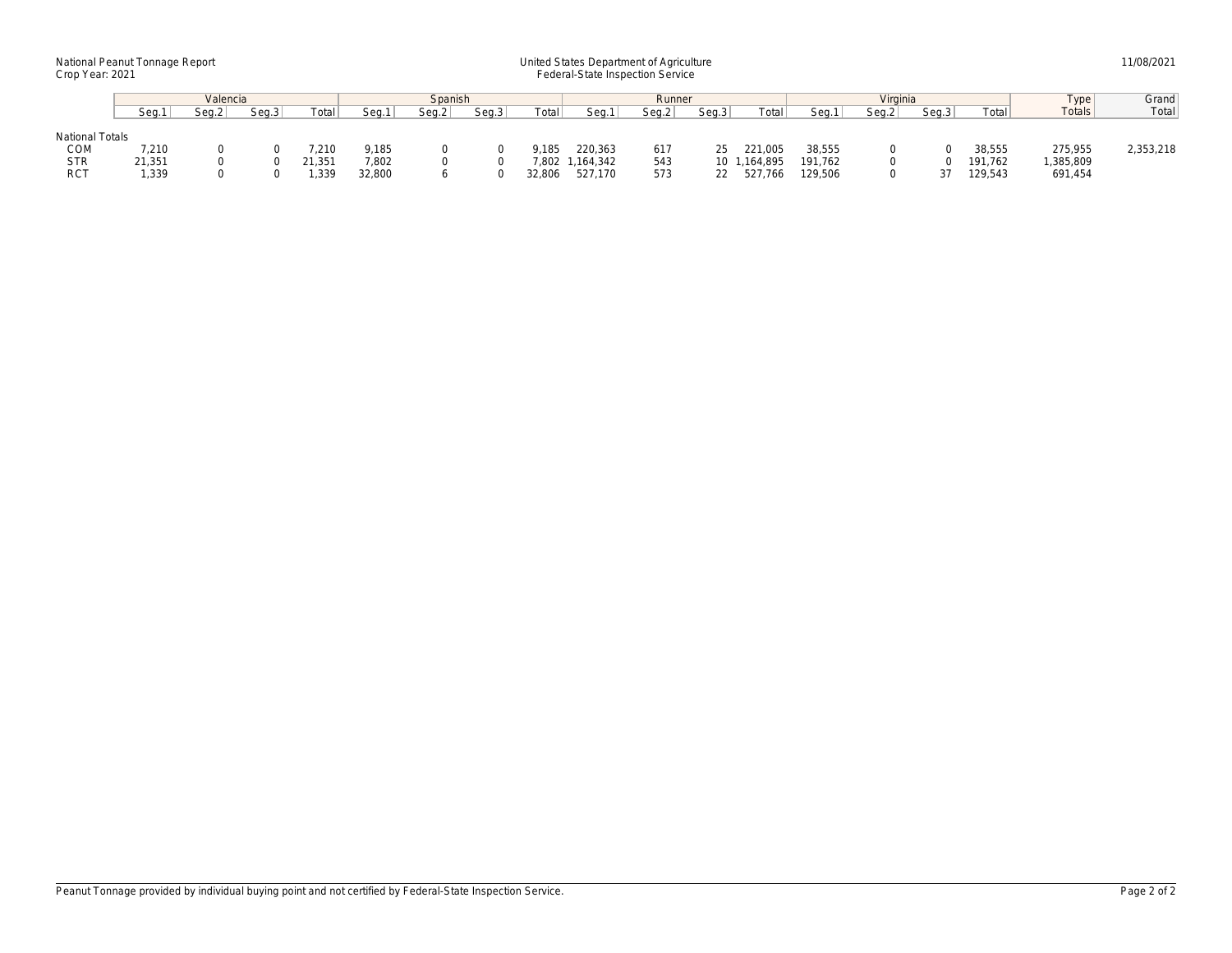National Peanut Tonnage Report
Crop Year: 2021

United States Department of Agriculture
Federal-State Inspection Service

11/08/2021

| | Valencia | | | | Spanish | | | | Runner | | | | Virginia | | | | Type | Grand |
|---|---|---|---|---|---|---|---|---|---|---|---|---|---|---|---|---|---|---|
| | Seg.1 | Seg.2 | Seg.3 | Total | Seg.1 | Seg.2 | Seg.3 | Total | Seg.1 | Seg.2 | Seg.3 | Total | Seg.1 | Seg.2 | Seg.3 | Total | Totals | Total |
| National Totals | | | | | | | | | | | | | | | | | | |
| COM | 7,210 | 0 | 0 | 7,210 | 9,185 | 0 | 0 | 9,185 | 220,363 | 617 | 25 | 221,005 | 38,555 | 0 | 0 | 38,555 | 275,955 | 2,353,218 |
| STR | 21,351 | 0 | 0 | 21,351 | 7,802 | 0 | 0 | 7,802 | 1,164,342 | 543 | 10 | 1,164,895 | 191,762 | 0 | 0 | 191,762 | 1,385,809 | |
| RCT | 1,339 | 0 | 0 | 1,339 | 32,800 | 6 | 0 | 32,806 | 527,170 | 573 | 22 | 527,766 | 129,506 | 0 | 37 | 129,543 | 691,454 | |

Peanut Tonnage provided by individual buying point and not certified by Federal-State Inspection Service.